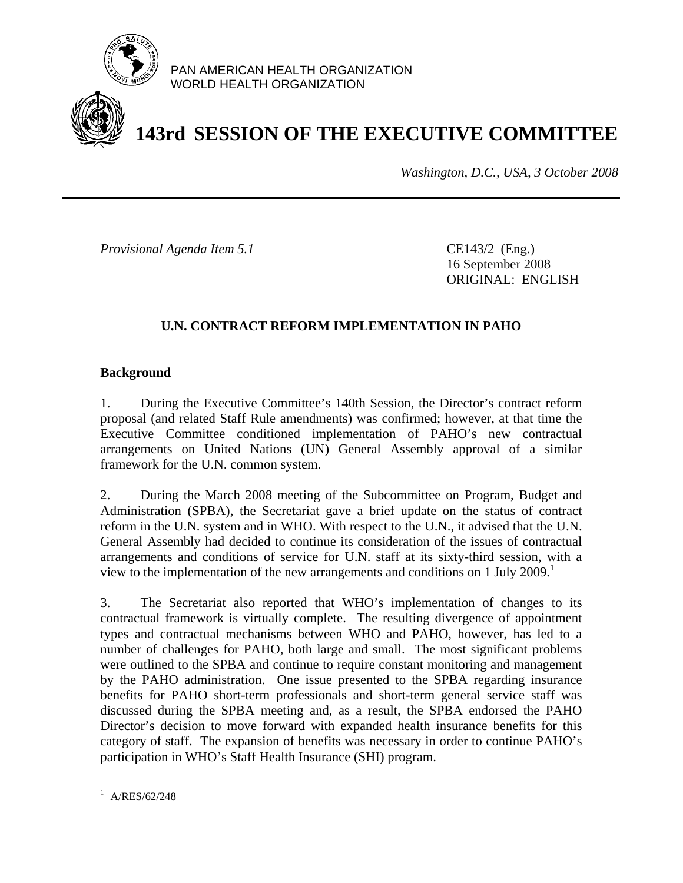PAN AMERICAN HEALTH ORGANIZATION
WORLD HEALTH ORGANIZATION

# 143rd SESSION OF THE EXECUTIVE COMMITTEE

*Washington, D.C., USA, 3 October 2008*

*Provisional Agenda Item 5.1*

CE143/2 (Eng.)
16 September 2008
ORIGINAL: ENGLISH

## U.N. CONTRACT REFORM IMPLEMENTATION IN PAHO

### Background

1. During the Executive Committee's 140th Session, the Director's contract reform proposal (and related Staff Rule amendments) was confirmed; however, at that time the Executive Committee conditioned implementation of PAHO's new contractual arrangements on United Nations (UN) General Assembly approval of a similar framework for the U.N. common system.

2. During the March 2008 meeting of the Subcommittee on Program, Budget and Administration (SPBA), the Secretariat gave a brief update on the status of contract reform in the U.N. system and in WHO. With respect to the U.N., it advised that the U.N. General Assembly had decided to continue its consideration of the issues of contractual arrangements and conditions of service for U.N. staff at its sixty-third session, with a view to the implementation of the new arrangements and conditions on 1 July 2009.[1]

3. The Secretariat also reported that WHO's implementation of changes to its contractual framework is virtually complete. The resulting divergence of appointment types and contractual mechanisms between WHO and PAHO, however, has led to a number of challenges for PAHO, both large and small. The most significant problems were outlined to the SPBA and continue to require constant monitoring and management by the PAHO administration. One issue presented to the SPBA regarding insurance benefits for PAHO short-term professionals and short-term general service staff was discussed during the SPBA meeting and, as a result, the SPBA endorsed the PAHO Director's decision to move forward with expanded health insurance benefits for this category of staff. The expansion of benefits was necessary in order to continue PAHO's participation in WHO's Staff Health Insurance (SHI) program.

---

[1] A/RES/62/248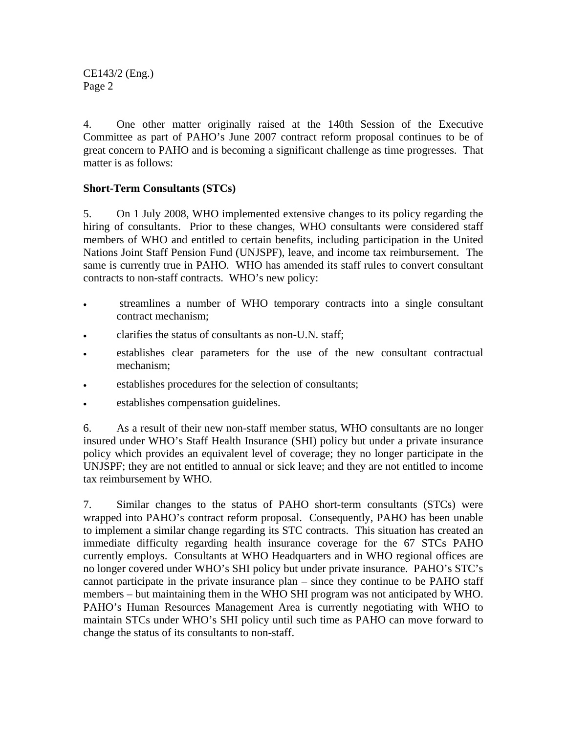4. One other matter originally raised at the 140th Session of the Executive Committee as part of PAHO's June 2007 contract reform proposal continues to be of great concern to PAHO and is becoming a significant challenge as time progresses. That matter is as follows:

**Short-Term Consultants (STCs)**

5. On 1 July 2008, WHO implemented extensive changes to its policy regarding the hiring of consultants. Prior to these changes, WHO consultants were considered staff members of WHO and entitled to certain benefits, including participation in the United Nations Joint Staff Pension Fund (UNJSPF), leave, and income tax reimbursement. The same is currently true in PAHO. WHO has amended its staff rules to convert consultant contracts to non-staff contracts. WHO's new policy:

- streamlines a number of WHO temporary contracts into a single consultant contract mechanism;
- clarifies the status of consultants as non-U.N. staff;
- establishes clear parameters for the use of the new consultant contractual mechanism;
- establishes procedures for the selection of consultants;
- establishes compensation guidelines.

6. As a result of their new non-staff member status, WHO consultants are no longer insured under WHO's Staff Health Insurance (SHI) policy but under a private insurance policy which provides an equivalent level of coverage; they no longer participate in the UNJSPF; they are not entitled to annual or sick leave; and they are not entitled to income tax reimbursement by WHO.

7. Similar changes to the status of PAHO short-term consultants (STCs) were wrapped into PAHO's contract reform proposal. Consequently, PAHO has been unable to implement a similar change regarding its STC contracts. This situation has created an immediate difficulty regarding health insurance coverage for the 67 STCs PAHO currently employs. Consultants at WHO Headquarters and in WHO regional offices are no longer covered under WHO's SHI policy but under private insurance. PAHO's STC's cannot participate in the private insurance plan – since they continue to be PAHO staff members – but maintaining them in the WHO SHI program was not anticipated by WHO. PAHO's Human Resources Management Area is currently negotiating with WHO to maintain STCs under WHO's SHI policy until such time as PAHO can move forward to change the status of its consultants to non-staff.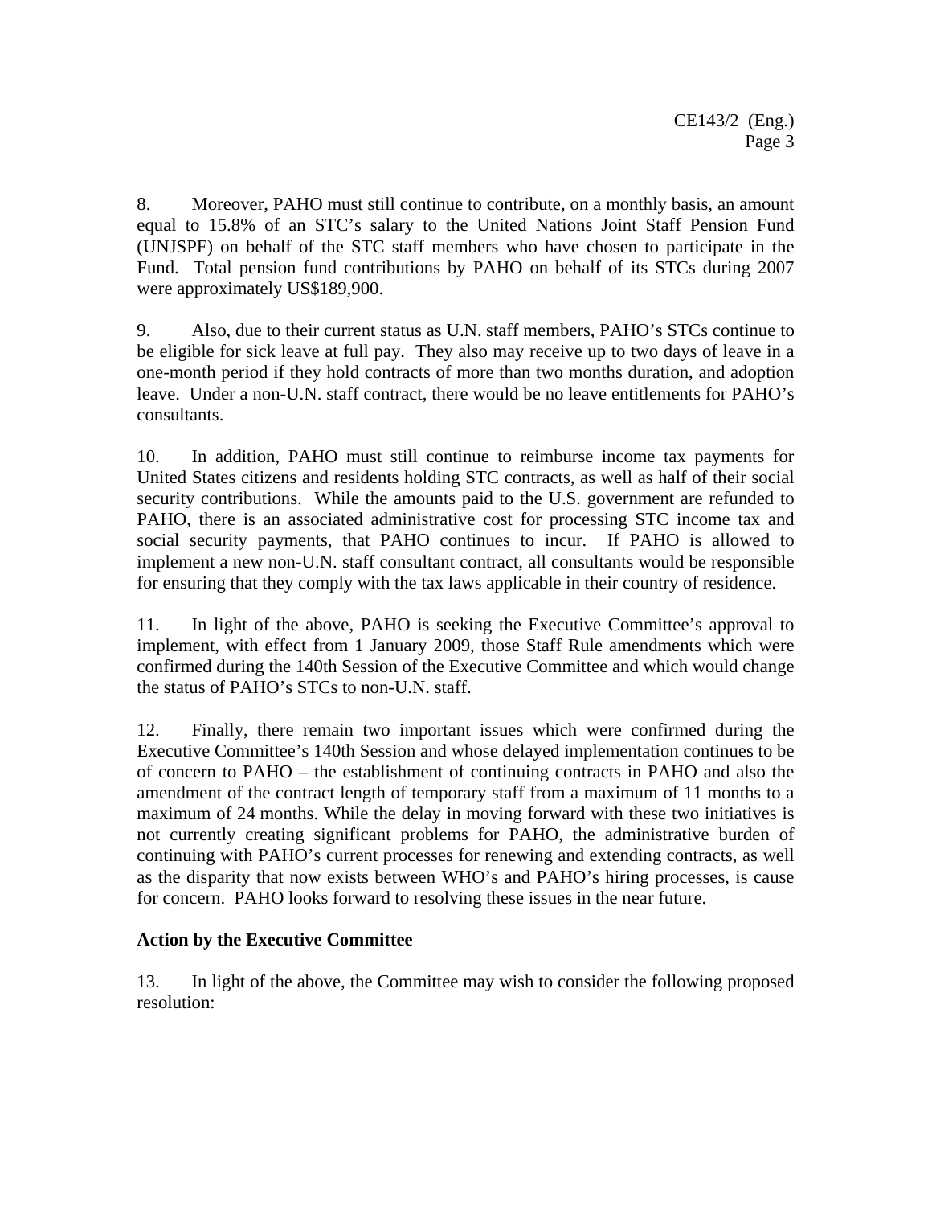8. Moreover, PAHO must still continue to contribute, on a monthly basis, an amount equal to 15.8% of an STC's salary to the United Nations Joint Staff Pension Fund (UNJSPF) on behalf of the STC staff members who have chosen to participate in the Fund. Total pension fund contributions by PAHO on behalf of its STCs during 2007 were approximately US$189,900.

9. Also, due to their current status as U.N. staff members, PAHO's STCs continue to be eligible for sick leave at full pay. They also may receive up to two days of leave in a one-month period if they hold contracts of more than two months duration, and adoption leave. Under a non-U.N. staff contract, there would be no leave entitlements for PAHO's consultants.

10. In addition, PAHO must still continue to reimburse income tax payments for United States citizens and residents holding STC contracts, as well as half of their social security contributions. While the amounts paid to the U.S. government are refunded to PAHO, there is an associated administrative cost for processing STC income tax and social security payments, that PAHO continues to incur. If PAHO is allowed to implement a new non-U.N. staff consultant contract, all consultants would be responsible for ensuring that they comply with the tax laws applicable in their country of residence.

11. In light of the above, PAHO is seeking the Executive Committee's approval to implement, with effect from 1 January 2009, those Staff Rule amendments which were confirmed during the 140th Session of the Executive Committee and which would change the status of PAHO's STCs to non-U.N. staff.

12. Finally, there remain two important issues which were confirmed during the Executive Committee's 140th Session and whose delayed implementation continues to be of concern to PAHO – the establishment of continuing contracts in PAHO and also the amendment of the contract length of temporary staff from a maximum of 11 months to a maximum of 24 months. While the delay in moving forward with these two initiatives is not currently creating significant problems for PAHO, the administrative burden of continuing with PAHO's current processes for renewing and extending contracts, as well as the disparity that now exists between WHO's and PAHO's hiring processes, is cause for concern. PAHO looks forward to resolving these issues in the near future.

**Action by the Executive Committee**

13. In light of the above, the Committee may wish to consider the following proposed resolution: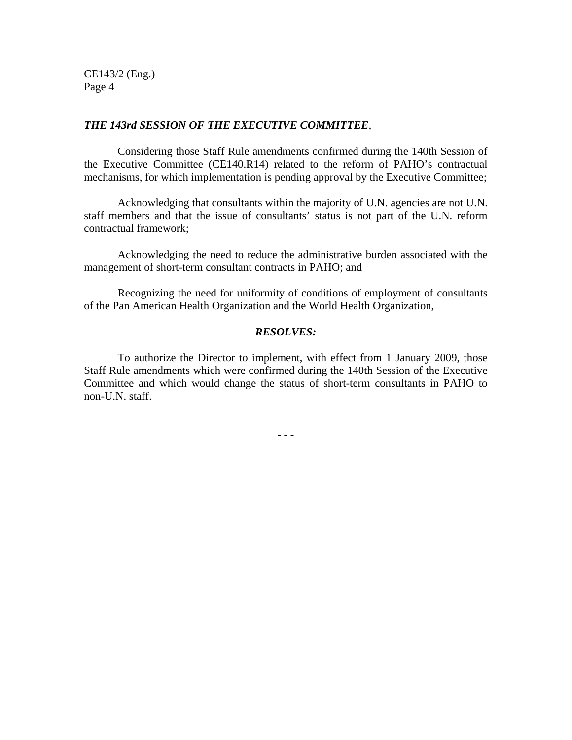***THE 143rd SESSION OF THE EXECUTIVE COMMITTEE***,

Considering those Staff Rule amendments confirmed during the 140th Session of the Executive Committee (CE140.R14) related to the reform of PAHO's contractual mechanisms, for which implementation is pending approval by the Executive Committee;

Acknowledging that consultants within the majority of U.N. agencies are not U.N. staff members and that the issue of consultants' status is not part of the U.N. reform contractual framework;

Acknowledging the need to reduce the administrative burden associated with the management of short-term consultant contracts in PAHO; and

Recognizing the need for uniformity of conditions of employment of consultants of the Pan American Health Organization and the World Health Organization,

***RESOLVES:***

To authorize the Director to implement, with effect from 1 January 2009, those Staff Rule amendments which were confirmed during the 140th Session of the Executive Committee and which would change the status of short-term consultants in PAHO to non-U.N. staff.

- - -